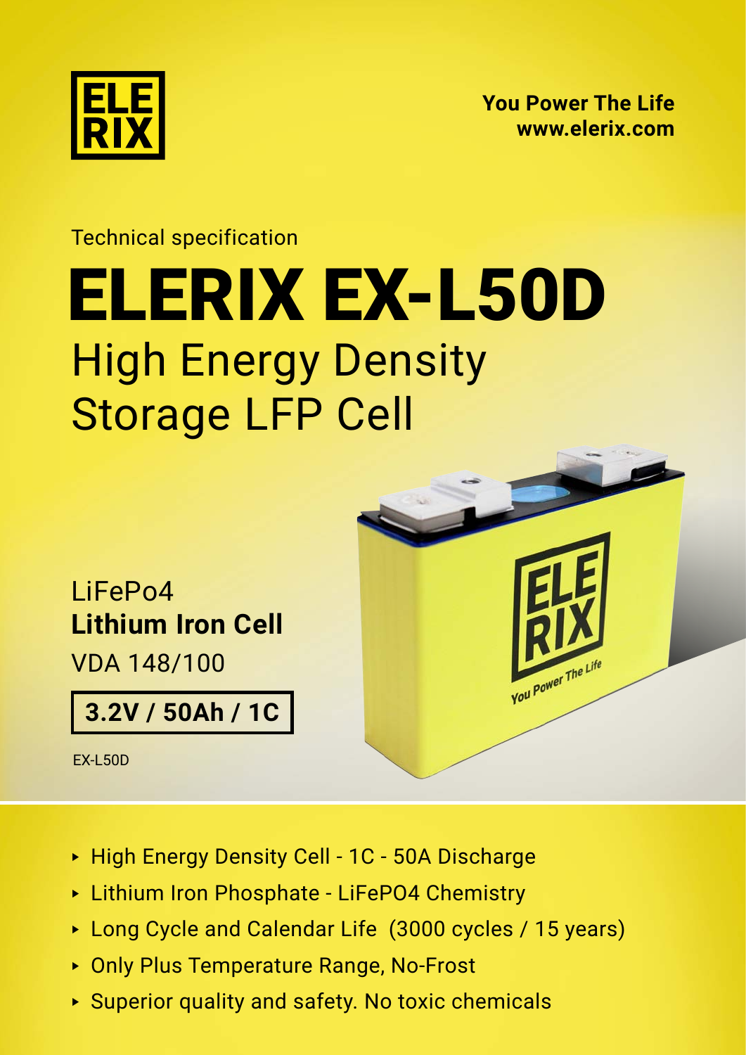ELE RIX

**You Power The Life**
**www.elerix.com**

Technical specification

# ELERIX EX-L50D

## High Energy Density Storage LFP Cell

LiFePo4
**Lithium Iron Cell**
VDA 148/100

**3.2V / 50Ah / 1C**

EX-L50D

- High Energy Density Cell - 1C - 50A Discharge
- Lithium Iron Phosphate - LiFePO4 Chemistry
- Long Cycle and Calendar Life (3000 cycles / 15 years)
- Only Plus Temperature Range, No-Frost
- Superior quality and safety. No toxic chemicals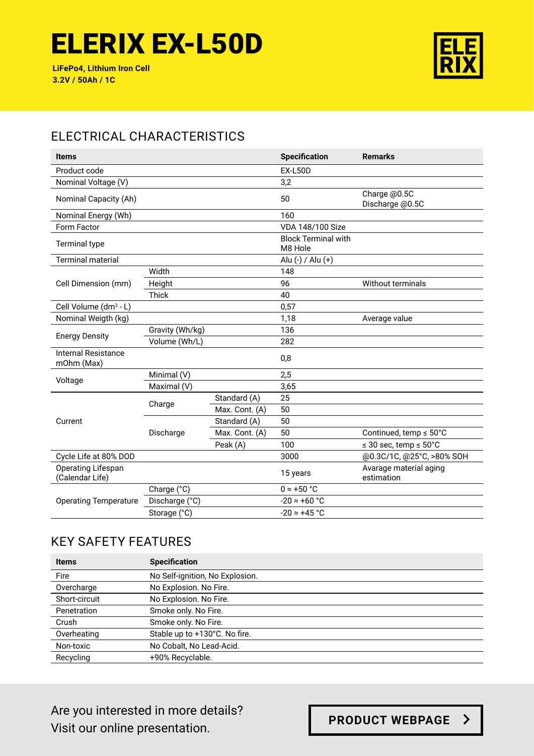# ELERIX EX-L50D

**LiFePo4, Lithium Iron Cell**
**3.2V / 50Ah / 1C**

## ELECTRICAL CHARACTERISTICS

| Items | | | Specification | Remarks |
|---|---|---|---|---|
| Product code | | | EX-L50D | |
| Nominal Voltage (V) | | | 3,2 | |
| Nominal Capacity (Ah) | | | 50 | Charge @0.5C Discharge @0.5C |
| Nominal Energy (Wh) | | | 160 | |
| Form Factor | | | VDA 148/100 Size | |
| Terminal type | | | Block Terminal with M8 Hole | |
| Terminal material | | | Alu (-) / Alu (+) | |
| Cell Dimension (mm) | Width | | 148 | |
| | Height | | 96 | Without terminals |
| | Thick | | 40 | |
| Cell Volume (dm³ - L) | | | 0,57 | |
| Nominal Weigth (kg) | | | 1,18 | Average value |
| Energy Density | Gravity (Wh/kg) | | 136 | |
| | Volume (Wh/L) | | 282 | |
| Internal Resistance mOhm (Max) | | | 0,8 | |
| Voltage | Minimal (V) | | 2,5 | |
| | Maximal (V) | | 3,65 | |
| Current | Charge | Standard (A) | 25 | |
| | | Max. Cont. (A) | 50 | |
| | Discharge | Standard (A) | 50 | |
| | | Max. Cont. (A) | 50 | Continued, temp ≤ 50°C |
| | | Peak (A) | 100 | ≤ 30 sec, temp ≤ 50°C |
| Cycle Life at 80% DOD | | | 3000 | @0.3C/1C, @25°C, >80% SOH |
| Operating Lifespan (Calendar Life) | | | 15 years | Avarage material aging estimation |
| Operating Temperature | Charge (°C) | | 0 ≈ +50 °C | |
| | Discharge (°C) | | -20 ≈ +60 °C | |
| | Storage (°C) | | -20 ≈ +45 °C | |

## KEY SAFETY FEATURES

| Items | Specification |
|---|---|
| Fire | No Self-ignition, No Explosion. |
| Overcharge | No Explosion. No Fire. |
| Short-circuit | No Explosion. No Fire. |
| Penetration | Smoke only. No Fire. |
| Crush | Smoke only. No Fire. |
| Overheating | Stable up to +130°C. No fire. |
| Non-toxic | No Cobalt, No Lead-Acid. |
| Recycling | +90% Recyclable. |

Are you interested in more details?
Visit our online presentation.

**PRODUCT WEBPAGE**